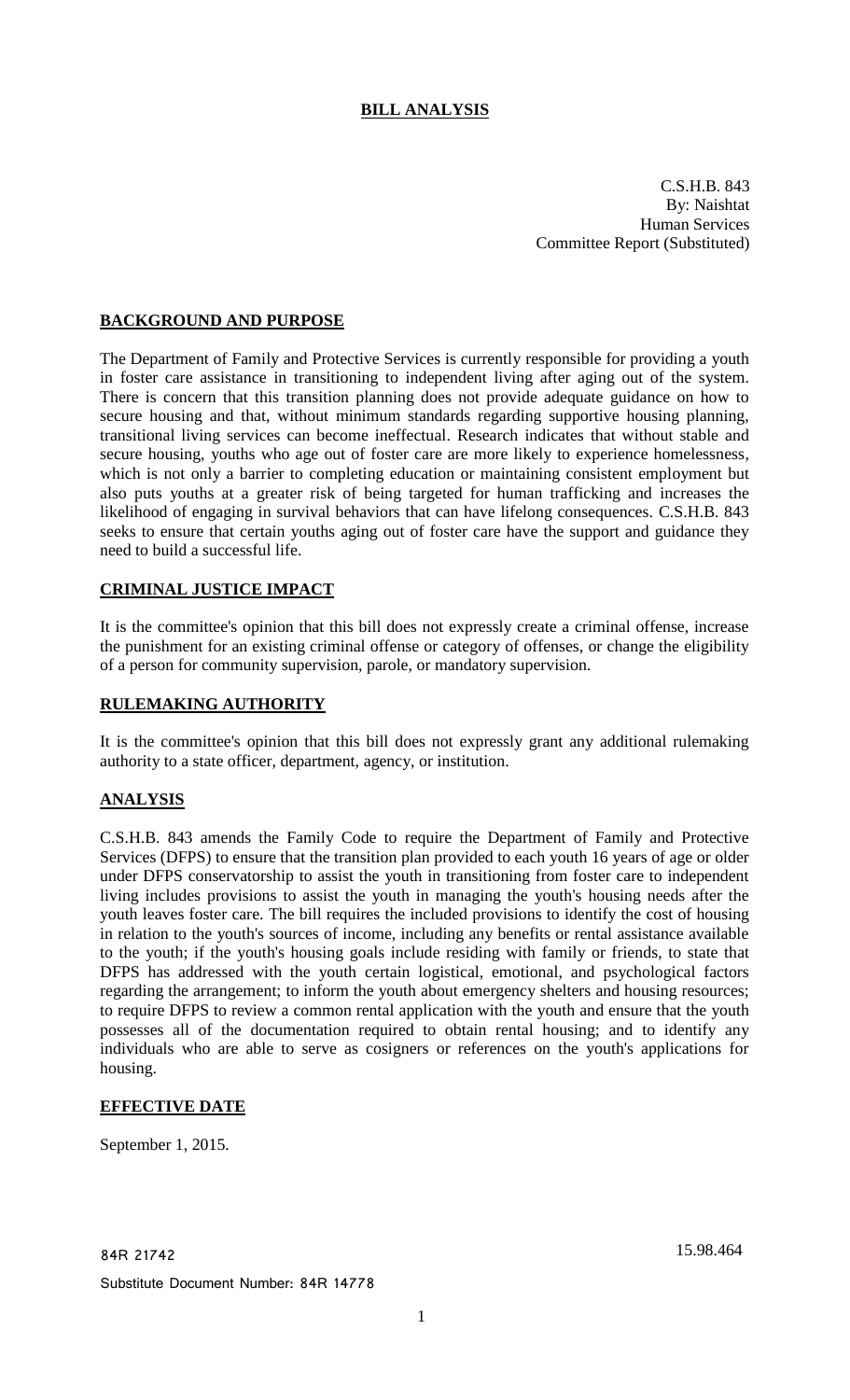# BILL ANALYSIS

C.S.H.B. 843
By: Naishtat
Human Services
Committee Report (Substituted)

## BACKGROUND AND PURPOSE

The Department of Family and Protective Services is currently responsible for providing a youth in foster care assistance in transitioning to independent living after aging out of the system. There is concern that this transition planning does not provide adequate guidance on how to secure housing and that, without minimum standards regarding supportive housing planning, transitional living services can become ineffectual. Research indicates that without stable and secure housing, youths who age out of foster care are more likely to experience homelessness, which is not only a barrier to completing education or maintaining consistent employment but also puts youths at a greater risk of being targeted for human trafficking and increases the likelihood of engaging in survival behaviors that can have lifelong consequences. C.S.H.B. 843 seeks to ensure that certain youths aging out of foster care have the support and guidance they need to build a successful life.

## CRIMINAL JUSTICE IMPACT

It is the committee's opinion that this bill does not expressly create a criminal offense, increase the punishment for an existing criminal offense or category of offenses, or change the eligibility of a person for community supervision, parole, or mandatory supervision.

## RULEMAKING AUTHORITY

It is the committee's opinion that this bill does not expressly grant any additional rulemaking authority to a state officer, department, agency, or institution.

## ANALYSIS

C.S.H.B. 843 amends the Family Code to require the Department of Family and Protective Services (DFPS) to ensure that the transition plan provided to each youth 16 years of age or older under DFPS conservatorship to assist the youth in transitioning from foster care to independent living includes provisions to assist the youth in managing the youth's housing needs after the youth leaves foster care. The bill requires the included provisions to identify the cost of housing in relation to the youth's sources of income, including any benefits or rental assistance available to the youth; if the youth's housing goals include residing with family or friends, to state that DFPS has addressed with the youth certain logistical, emotional, and psychological factors regarding the arrangement; to inform the youth about emergency shelters and housing resources; to require DFPS to review a common rental application with the youth and ensure that the youth possesses all of the documentation required to obtain rental housing; and to identify any individuals who are able to serve as cosigners or references on the youth's applications for housing.

## EFFECTIVE DATE

September 1, 2015.

84R 21742

Substitute Document Number: 84R 14778

15.98.464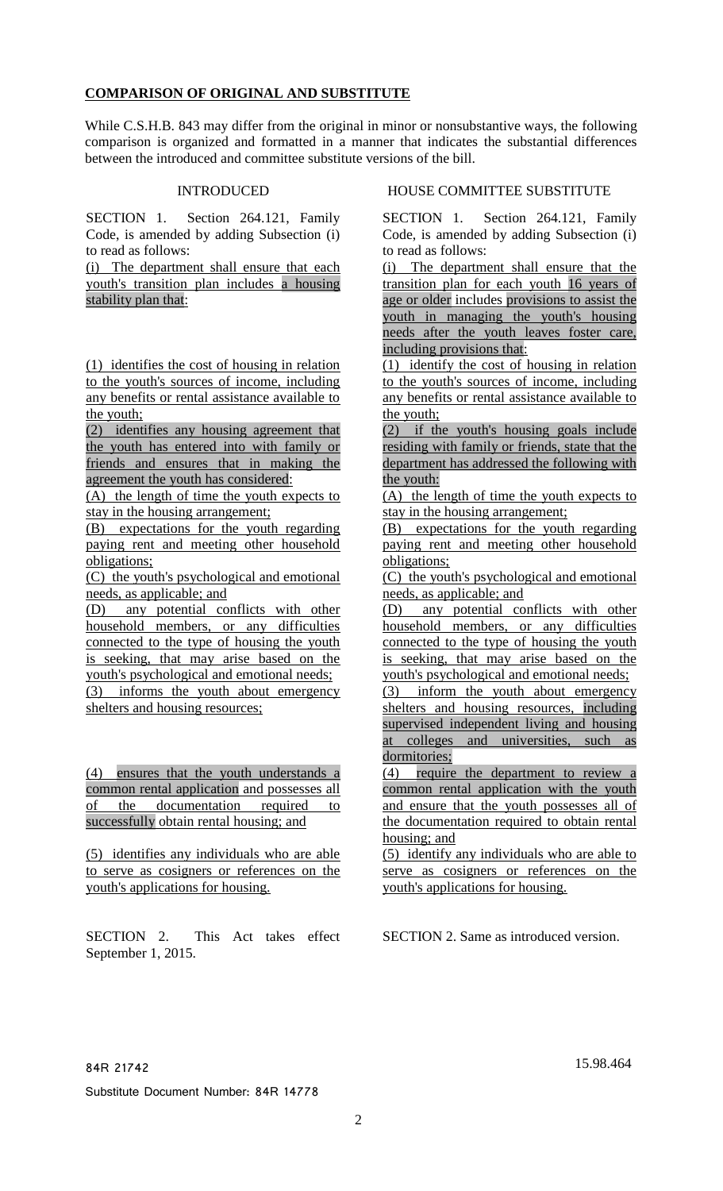**COMPARISON OF ORIGINAL AND SUBSTITUTE**

While C.S.H.B. 843 may differ from the original in minor or nonsubstantive ways, the following comparison is organized and formatted in a manner that indicates the substantial differences between the introduced and committee substitute versions of the bill.

| INTRODUCED | HOUSE COMMITTEE SUBSTITUTE |
| --- | --- |
| SECTION 1. Section 264.121, Family Code, is amended by adding Subsection (i) to read as follows: | SECTION 1. Section 264.121, Family Code, is amended by adding Subsection (i) to read as follows: |
| (i) The department shall ensure that each youth's transition plan includes a housing stability plan that: | (i) The department shall ensure that the transition plan for each youth 16 years of age or older includes provisions to assist the youth in managing the youth's housing needs after the youth leaves foster care, including provisions that: |
| (1) identifies the cost of housing in relation to the youth's sources of income, including any benefits or rental assistance available to the youth; | (1) identify the cost of housing in relation to the youth's sources of income, including any benefits or rental assistance available to the youth; |
| (2) identifies any housing agreement that the youth has entered into with family or friends and ensures that in making the agreement the youth has considered: | (2) if the youth's housing goals include residing with family or friends, state that the department has addressed the following with the youth: |
| (A) the length of time the youth expects to stay in the housing arrangement; | (A) the length of time the youth expects to stay in the housing arrangement; |
| (B) expectations for the youth regarding paying rent and meeting other household obligations; | (B) expectations for the youth regarding paying rent and meeting other household obligations; |
| (C) the youth's psychological and emotional needs, as applicable; and | (C) the youth's psychological and emotional needs, as applicable; and |
| (D) any potential conflicts with other household members, or any difficulties connected to the type of housing the youth is seeking, that may arise based on the youth's psychological and emotional needs; | (D) any potential conflicts with other household members, or any difficulties connected to the type of housing the youth is seeking, that may arise based on the youth's psychological and emotional needs; |
| (3) informs the youth about emergency shelters and housing resources; | (3) inform the youth about emergency shelters and housing resources, including supervised independent living and housing at colleges and universities, such as dormitories; |
| (4) ensures that the youth understands a common rental application and possesses all of the documentation required to successfully obtain rental housing; and | (4) require the department to review a common rental application with the youth and ensure that the youth possesses all of the documentation required to obtain rental housing; and |
| (5) identifies any individuals who are able to serve as cosigners or references on the youth's applications for housing. | (5) identify any individuals who are able to serve as cosigners or references on the youth's applications for housing. |
| SECTION 2. This Act takes effect September 1, 2015. | SECTION 2. Same as introduced version. |

84R 21742

15.98.464

Substitute Document Number: 84R 14778